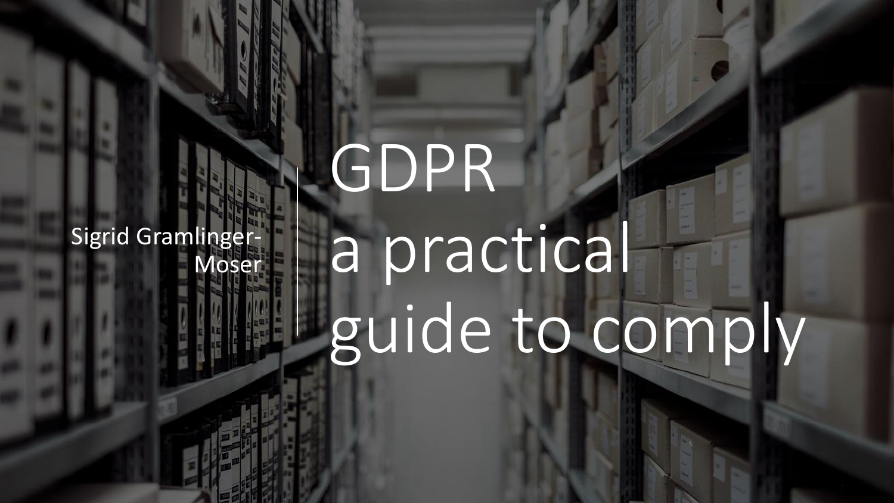# GDPR a practical guide to comply

Sigrid Gramlinger-Moser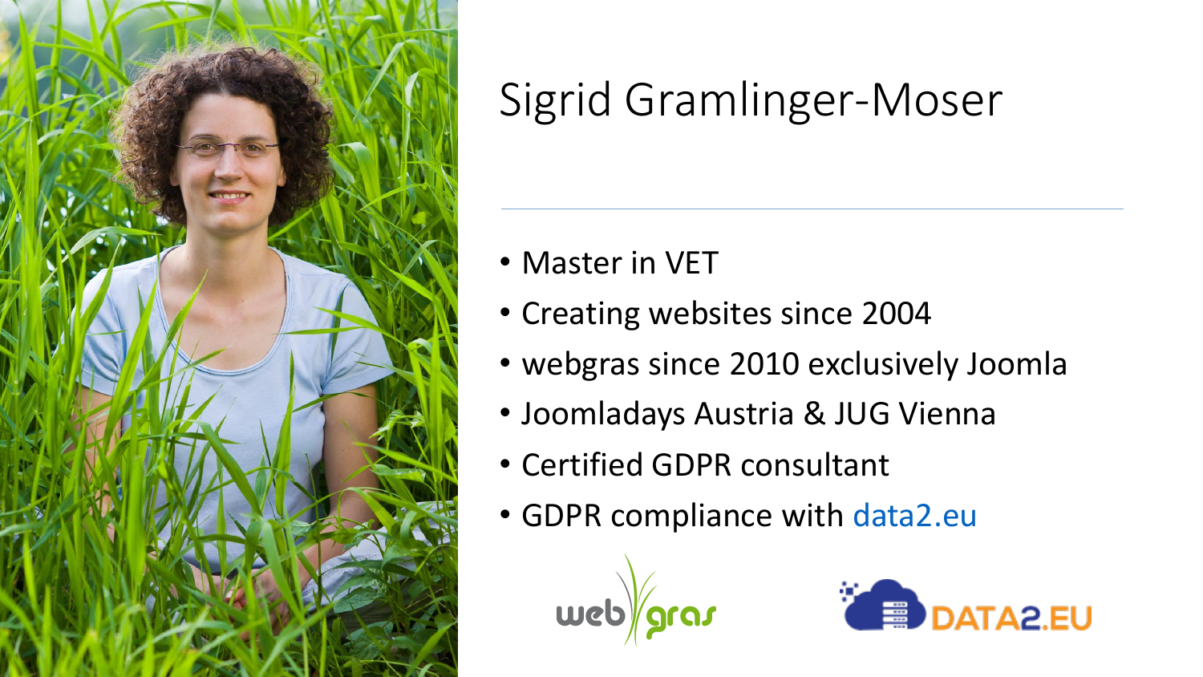# Sigrid Gramlinger-Moser

- Master in VET
- Creating websites since 2004
- webgras since 2010 exclusively Joomla
- Joomladays Austria & JUG Vienna
- Certified GDPR consultant
- GDPR compliance with data2.eu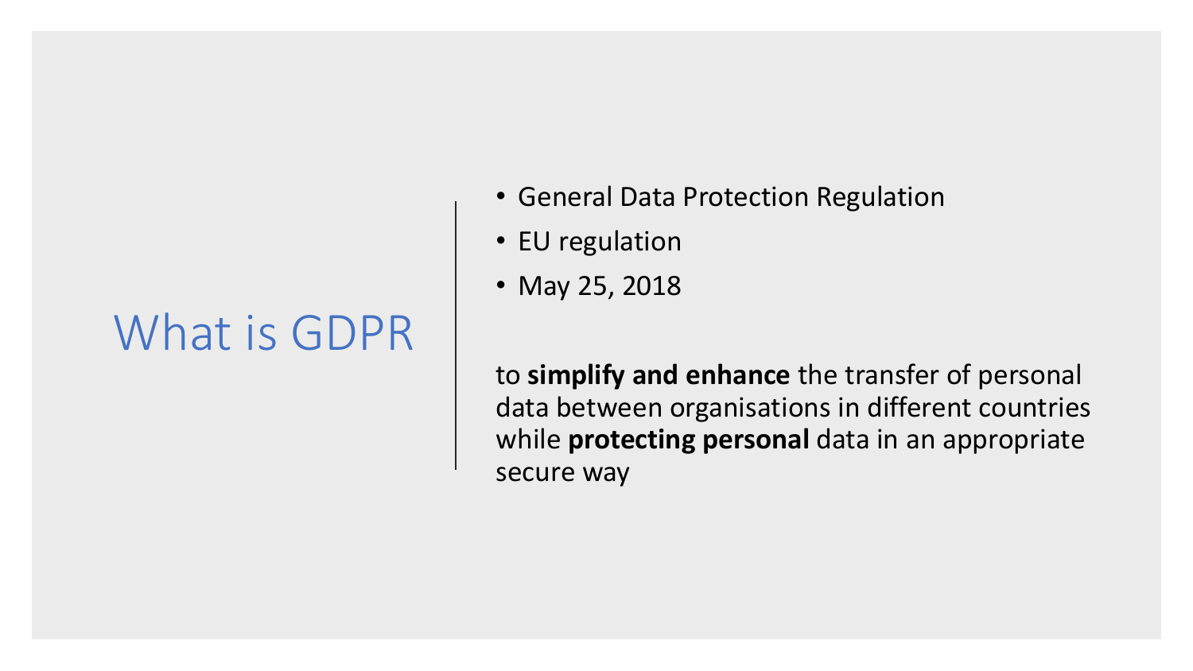# What is GDPR

- General Data Protection Regulation
- EU regulation
- May 25, 2018

to **simplify and enhance** the transfer of personal data between organisations in different countries while **protecting personal** data in an appropriate secure way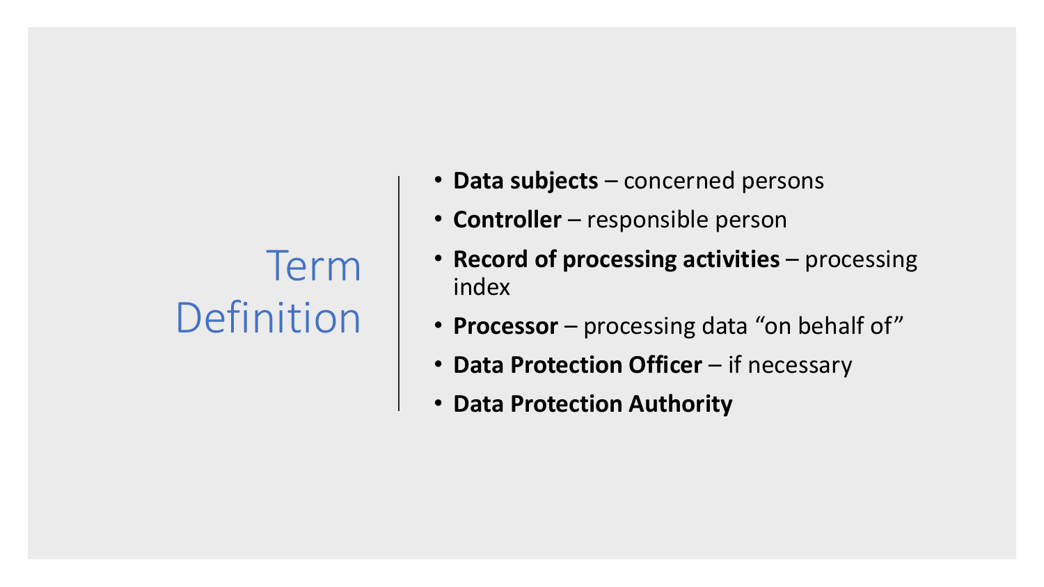# Term Definition

- **Data subjects** – concerned persons
- **Controller** – responsible person
- **Record of processing activities** – processing index
- **Processor** – processing data “on behalf of”
- **Data Protection Officer** – if necessary
- **Data Protection Authority**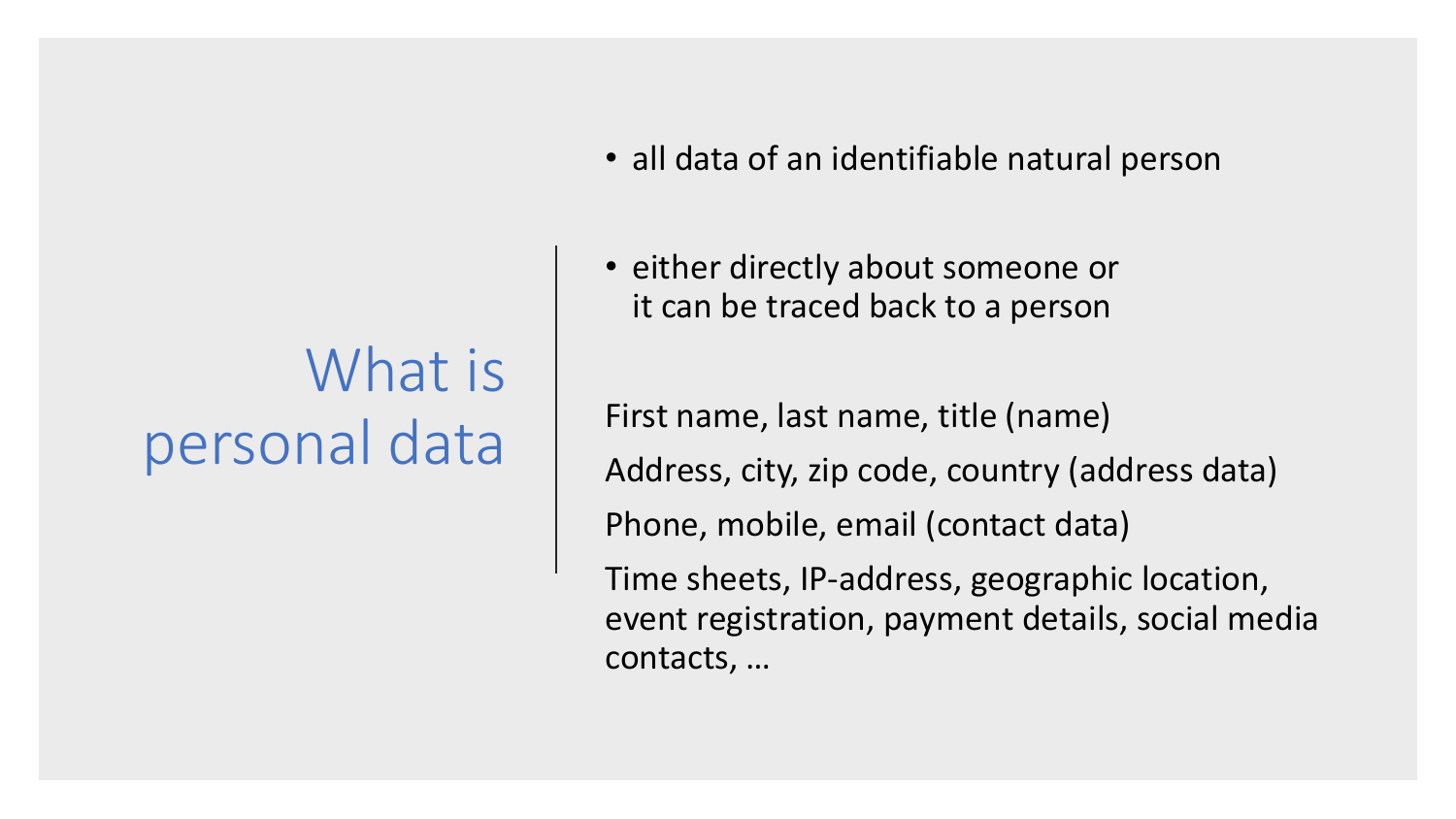# What is personal data

- all data of an identifiable natural person
- either directly about someone or it can be traced back to a person

First name, last name, title (name)

Address, city, zip code, country (address data)

Phone, mobile, email (contact data)

Time sheets, IP-address, geographic location, event registration, payment details, social media contacts, …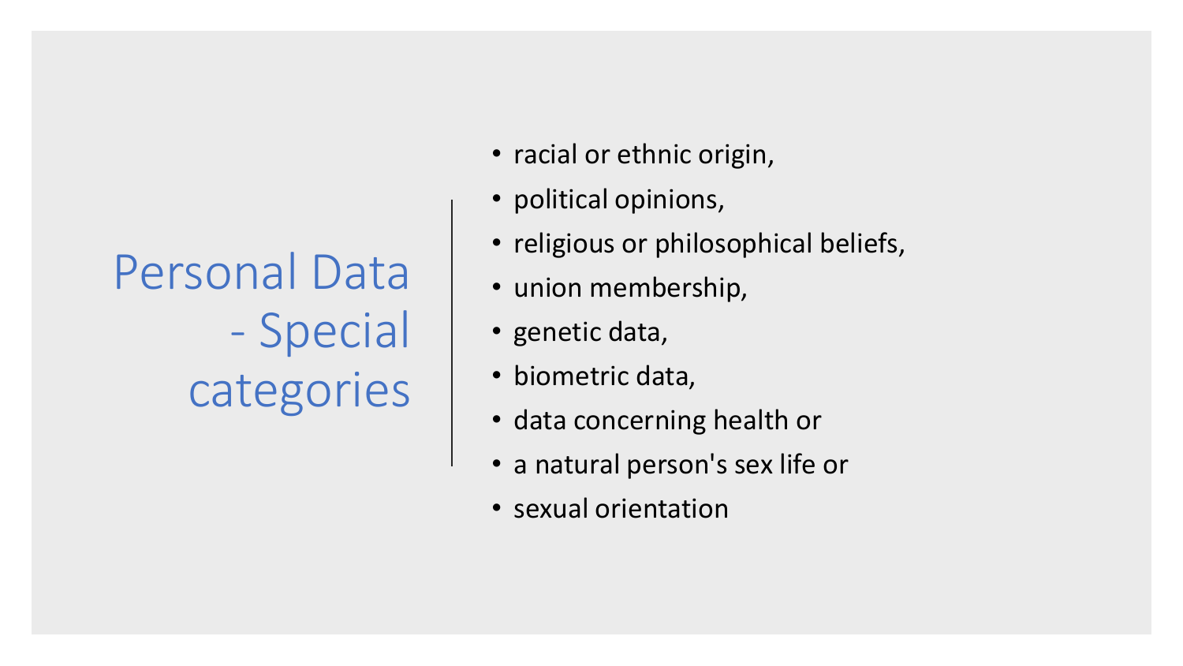# Personal Data - Special categories

- racial or ethnic origin,
- political opinions,
- religious or philosophical beliefs,
- union membership,
- genetic data,
- biometric data,
- data concerning health or
- a natural person's sex life or
- sexual orientation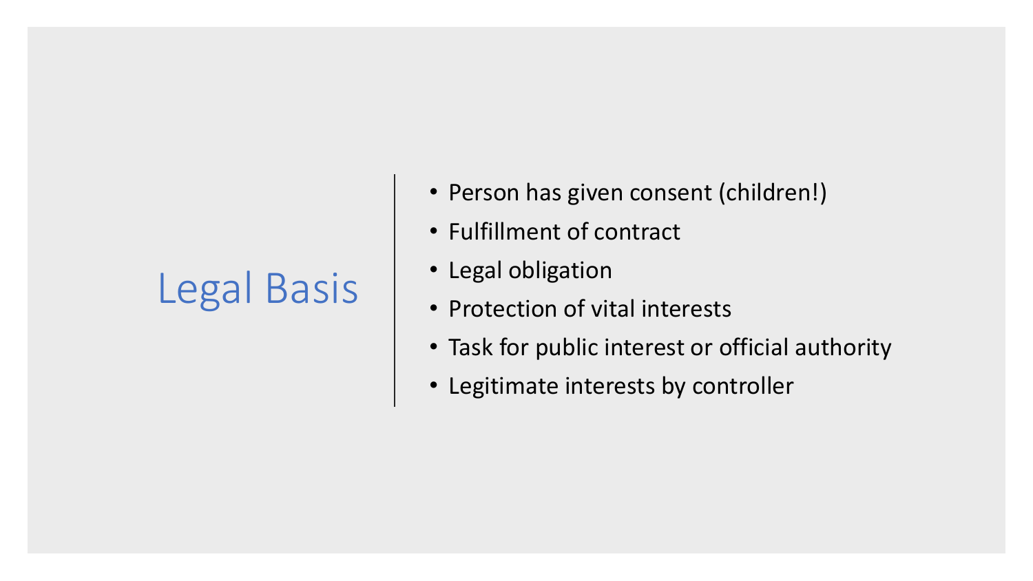# Legal Basis

- Person has given consent (children!)
- Fulfillment of contract
- Legal obligation
- Protection of vital interests
- Task for public interest or official authority
- Legitimate interests by controller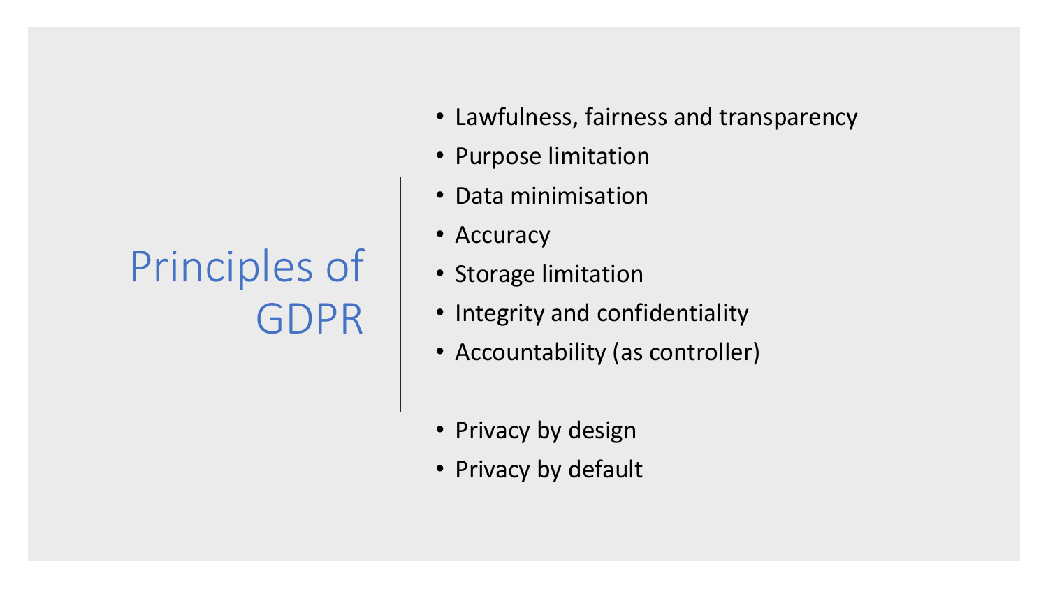# Principles of GDPR

- Lawfulness, fairness and transparency
- Purpose limitation
- Data minimisation
- Accuracy
- Storage limitation
- Integrity and confidentiality
- Accountability (as controller)

- Privacy by design
- Privacy by default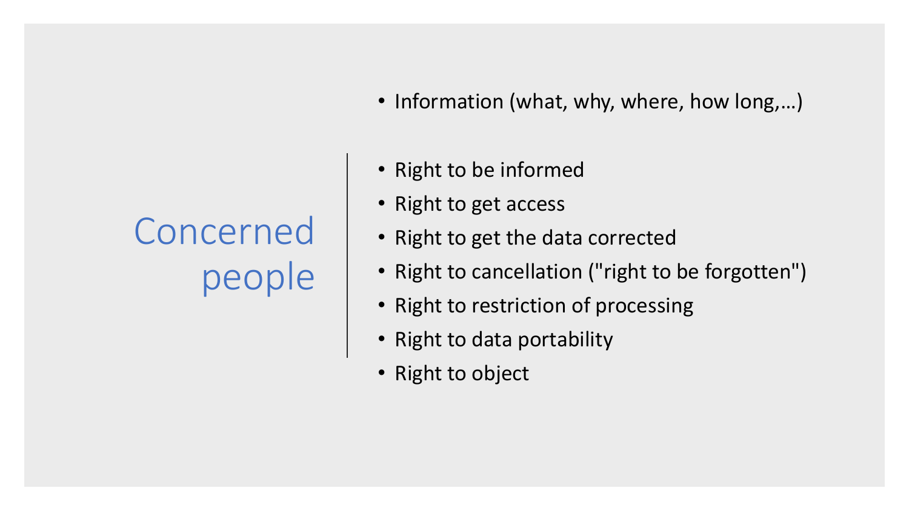# Concerned people

- Information (what, why, where, how long,…)

- Right to be informed
- Right to get access
- Right to get the data corrected
- Right to cancellation ("right to be forgotten")
- Right to restriction of processing
- Right to data portability
- Right to object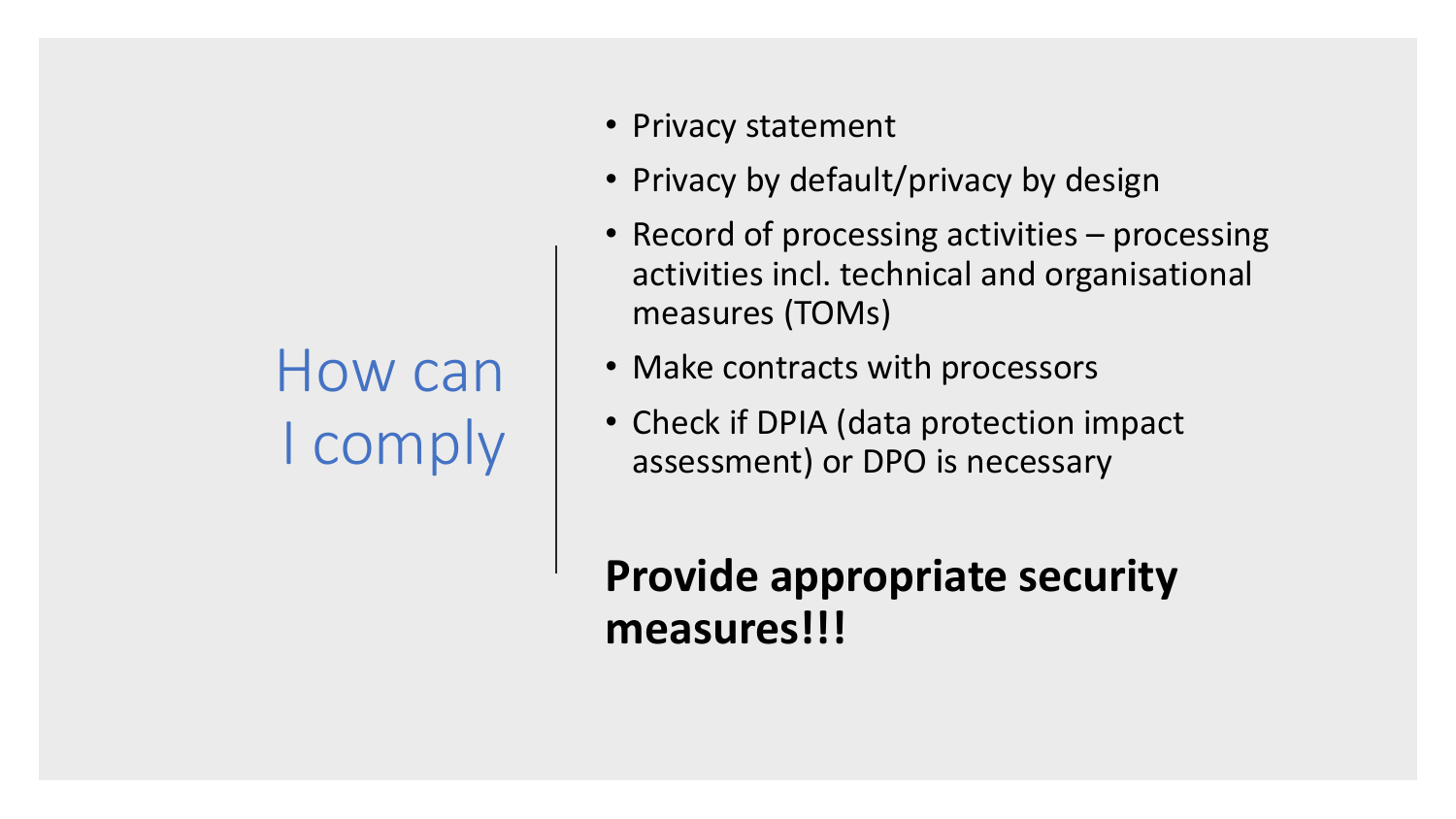# How can I comply

- Privacy statement
- Privacy by default/privacy by design
- Record of processing activities – processing activities incl. technical and organisational measures (TOMs)
- Make contracts with processors
- Check if DPIA (data protection impact assessment) or DPO is necessary

**Provide appropriate security measures!!!**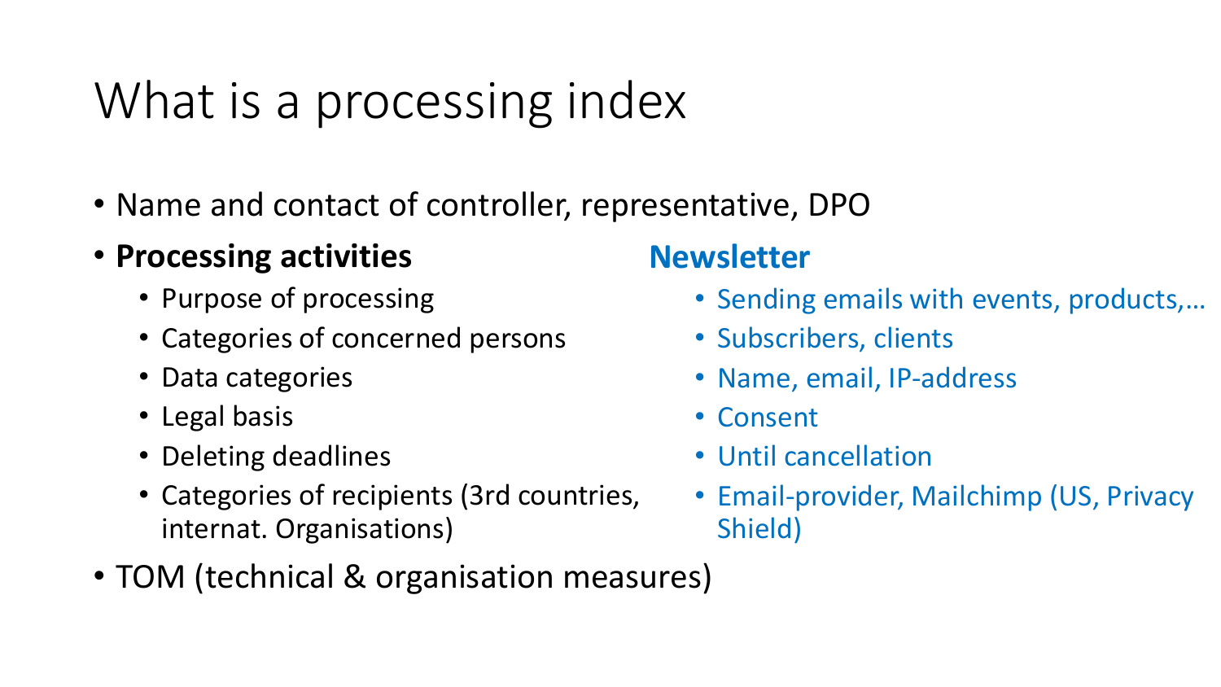# What is a processing index

- Name and contact of controller, representative, DPO
- **Processing activities**
  - Purpose of processing
  - Categories of concerned persons
  - Data categories
  - Legal basis
  - Deleting deadlines
  - Categories of recipients (3rd countries, internat. Organisations)
- TOM (technical & organisation measures)

**Newsletter**

- Sending emails with events, products,…
- Subscribers, clients
- Name, email, IP-address
- Consent
- Until cancellation
- Email-provider, Mailchimp (US, Privacy Shield)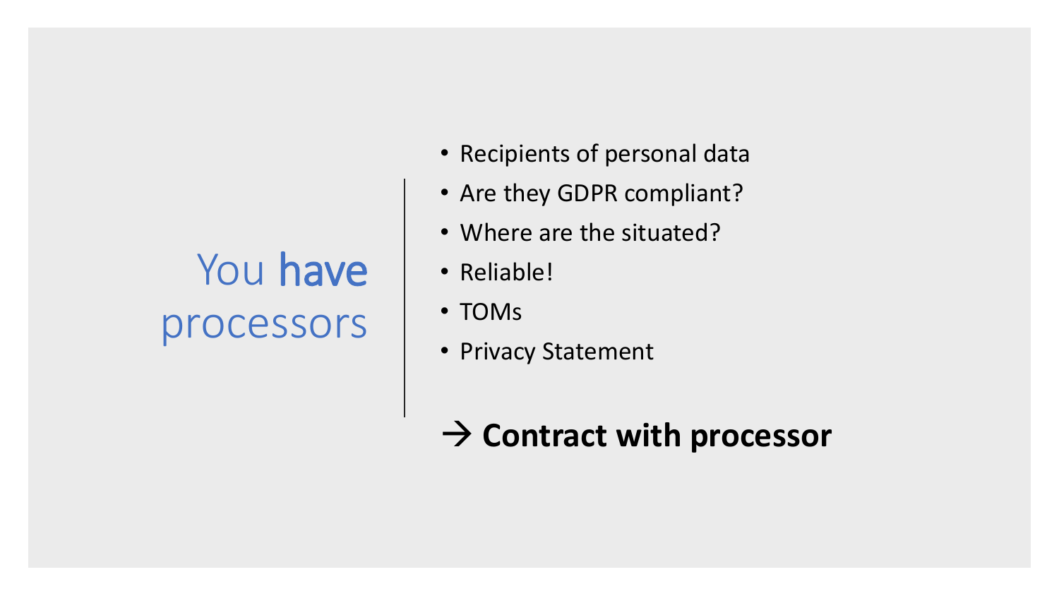# You **have** processors

- Recipients of personal data
- Are they GDPR compliant?
- Where are the situated?
- Reliable!
- TOMs
- Privacy Statement

**→ Contract with processor**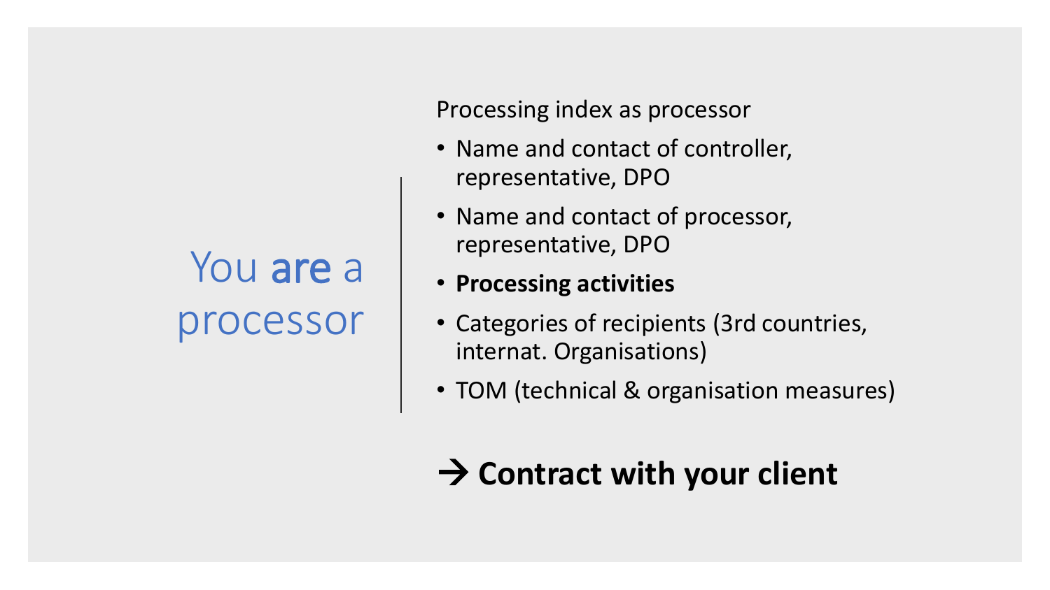# You **are** a processor

Processing index as processor

- Name and contact of controller, representative, DPO
- Name and contact of processor, representative, DPO
- **Processing activities**
- Categories of recipients (3rd countries, internat. Organisations)
- TOM (technical & organisation measures)

**→ Contract with your client**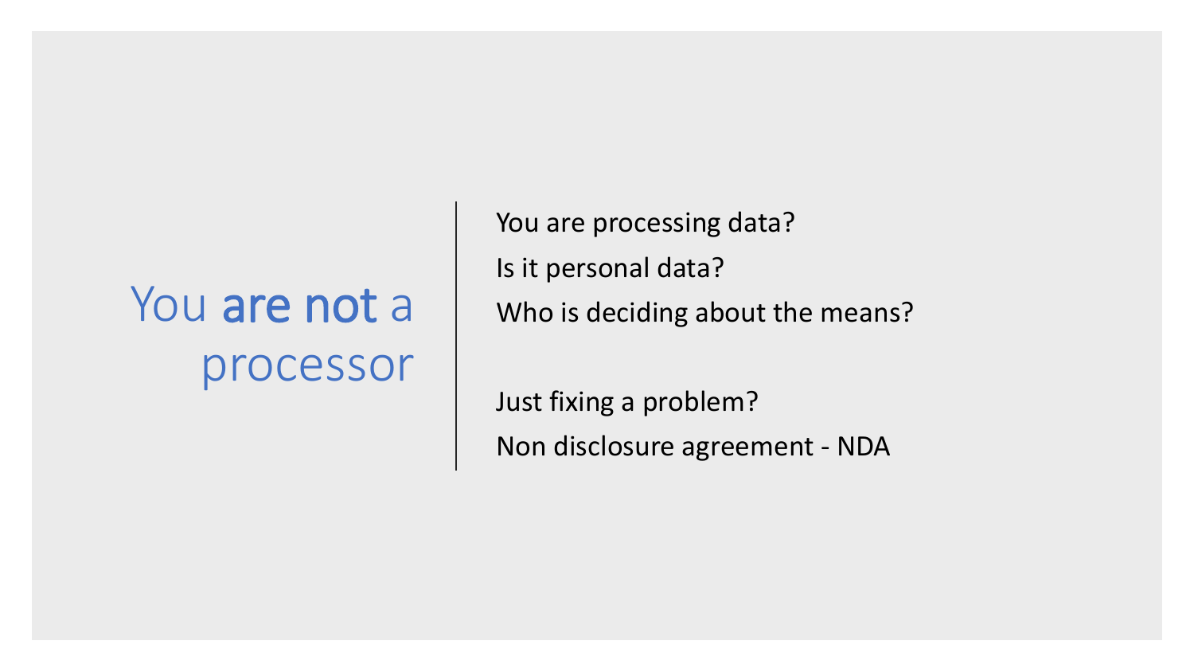# You **are not** a processor

You are processing data?

Is it personal data?

Who is deciding about the means?

Just fixing a problem?

Non disclosure agreement - NDA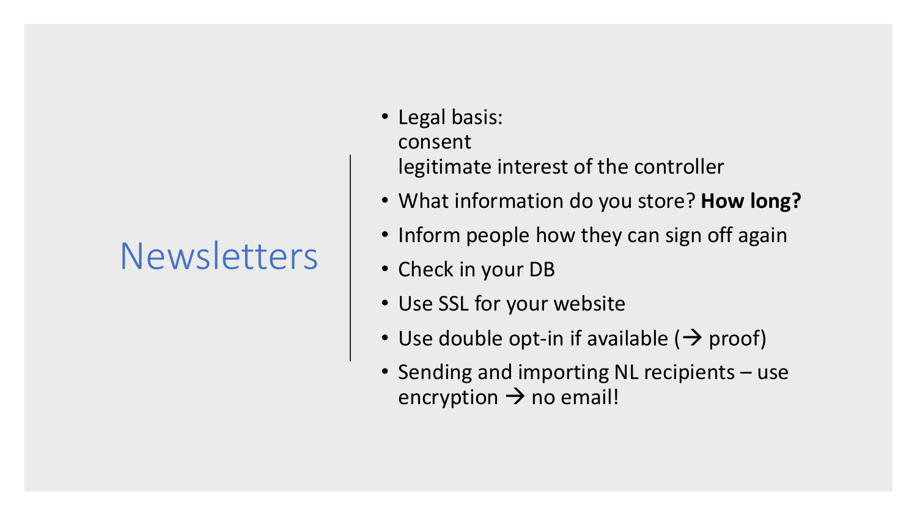# Newsletters

- Legal basis:
  consent
  legitimate interest of the controller
- What information do you store? **How long?**
- Inform people how they can sign off again
- Check in your DB
- Use SSL for your website
- Use double opt-in if available (→ proof)
- Sending and importing NL recipients – use encryption → no email!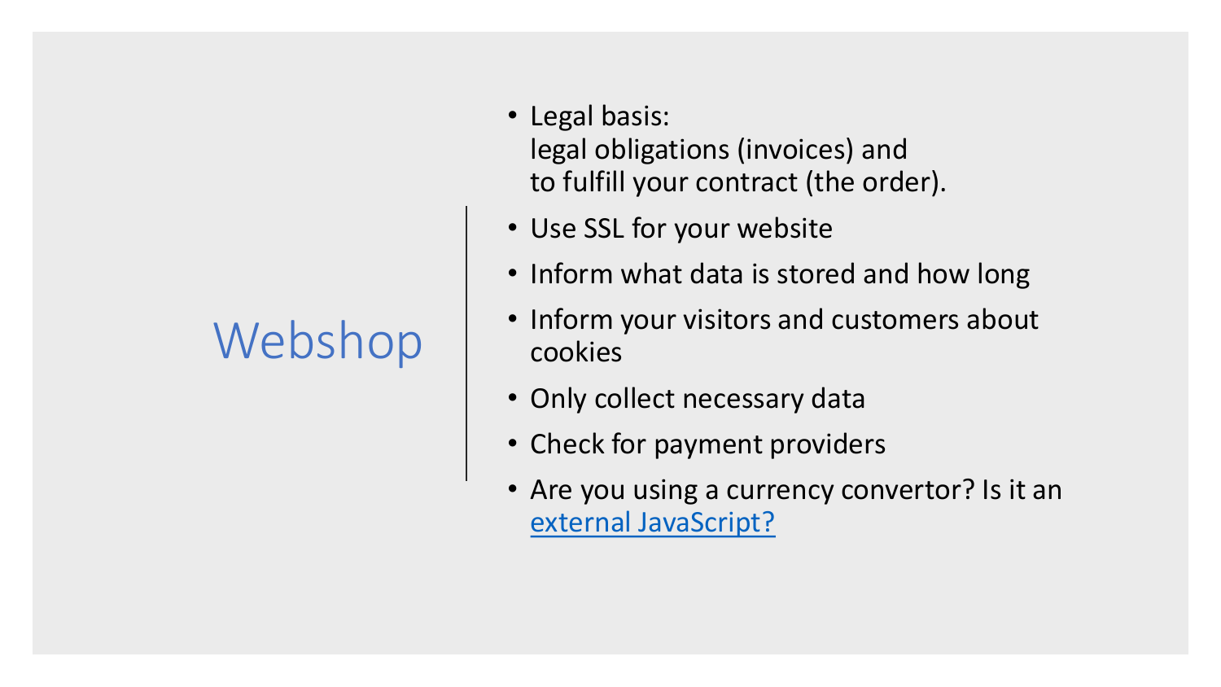# Webshop

- Legal basis:
  legal obligations (invoices) and
  to fulfill your contract (the order).
- Use SSL for your website
- Inform what data is stored and how long
- Inform your visitors and customers about cookies
- Only collect necessary data
- Check for payment providers
- Are you using a currency convertor? Is it an [external JavaScript?]()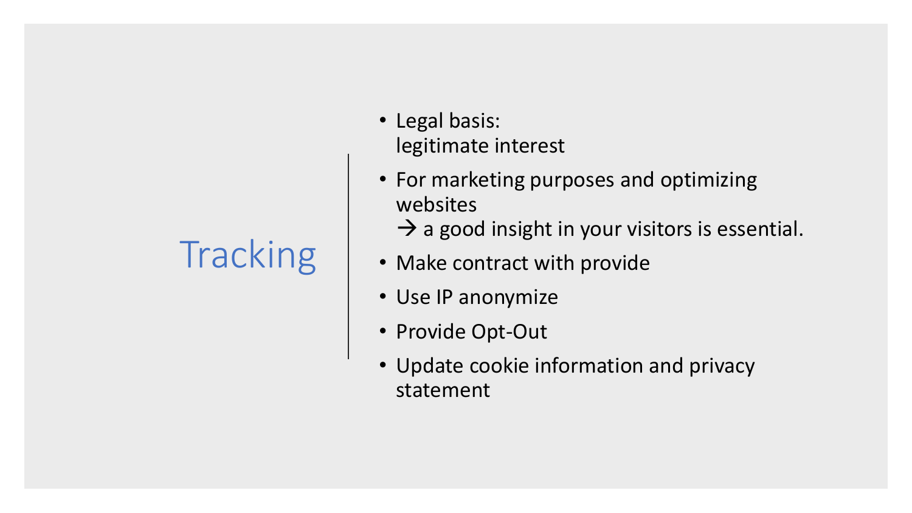# Tracking

- Legal basis:
  legitimate interest
- For marketing purposes and optimizing websites
  → a good insight in your visitors is essential.
- Make contract with provide
- Use IP anonymize
- Provide Opt-Out
- Update cookie information and privacy statement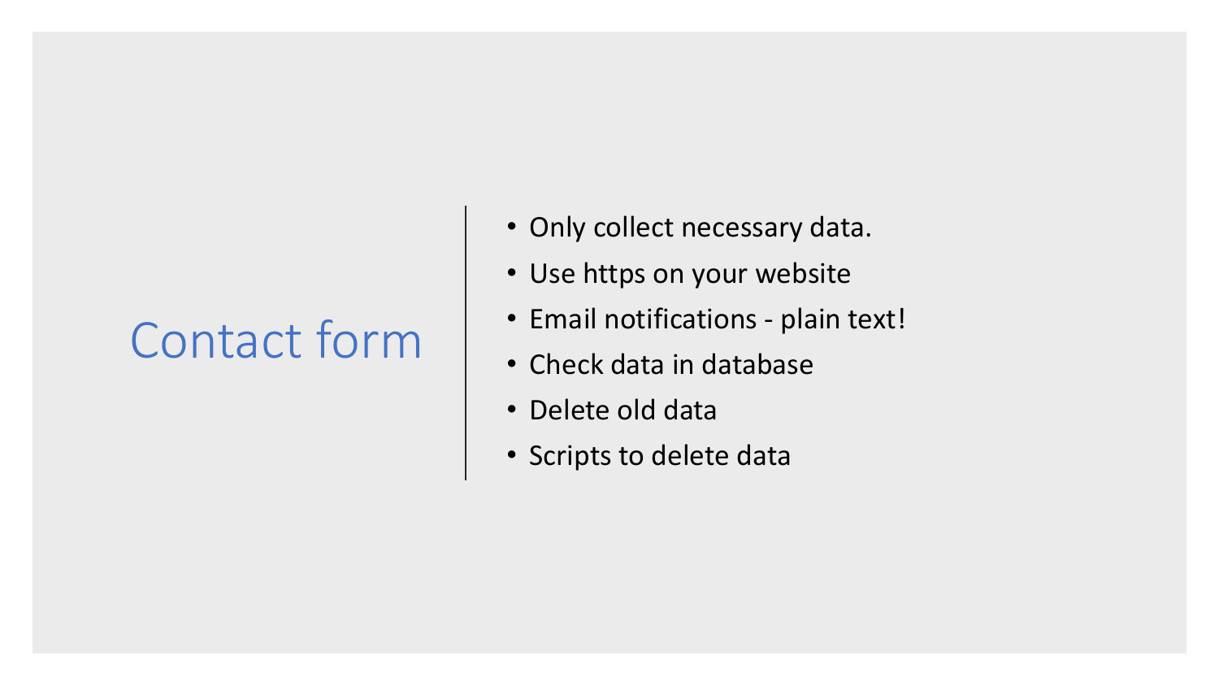# Contact form

- Only collect necessary data.
- Use https on your website
- Email notifications - plain text!
- Check data in database
- Delete old data
- Scripts to delete data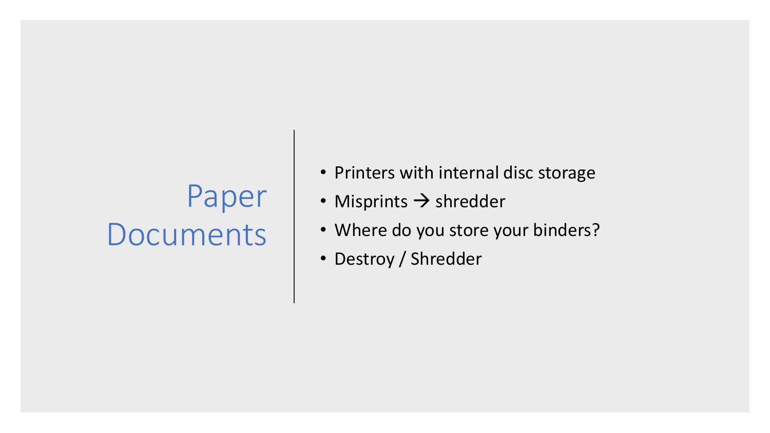# Paper Documents

- Printers with internal disc storage
- Misprints → shredder
- Where do you store your binders?
- Destroy / Shredder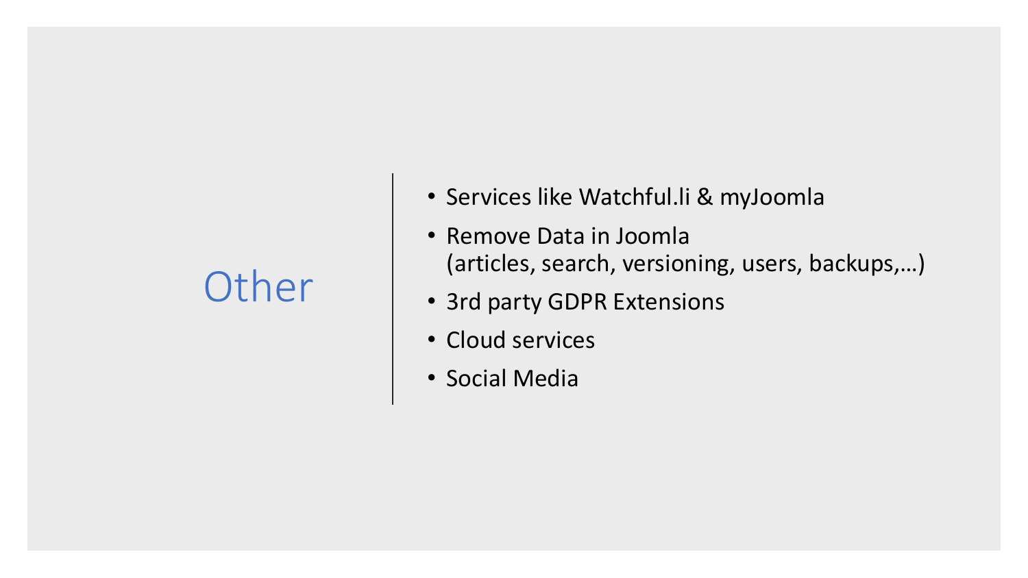# Other

- Services like Watchful.li & myJoomla
- Remove Data in Joomla
  (articles, search, versioning, users, backups,…)
- 3rd party GDPR Extensions
- Cloud services
- Social Media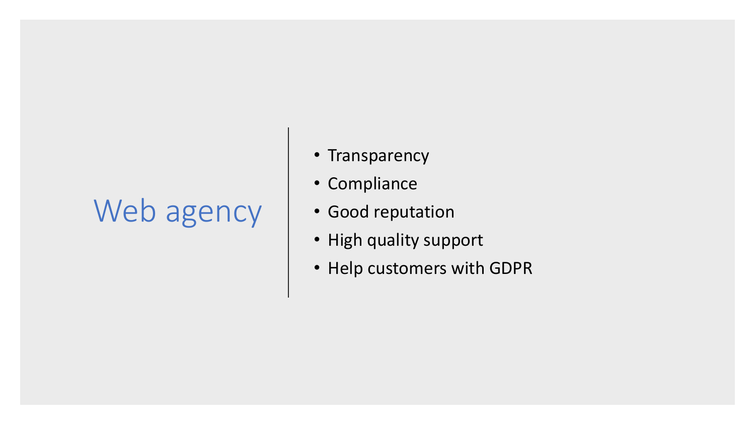# Web agency

- Transparency
- Compliance
- Good reputation
- High quality support
- Help customers with GDPR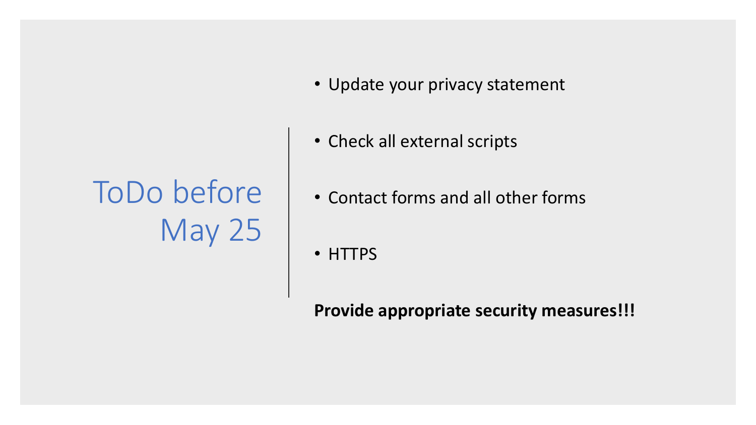# ToDo before May 25

- Update your privacy statement
- Check all external scripts
- Contact forms and all other forms
- HTTPS

**Provide appropriate security measures!!!**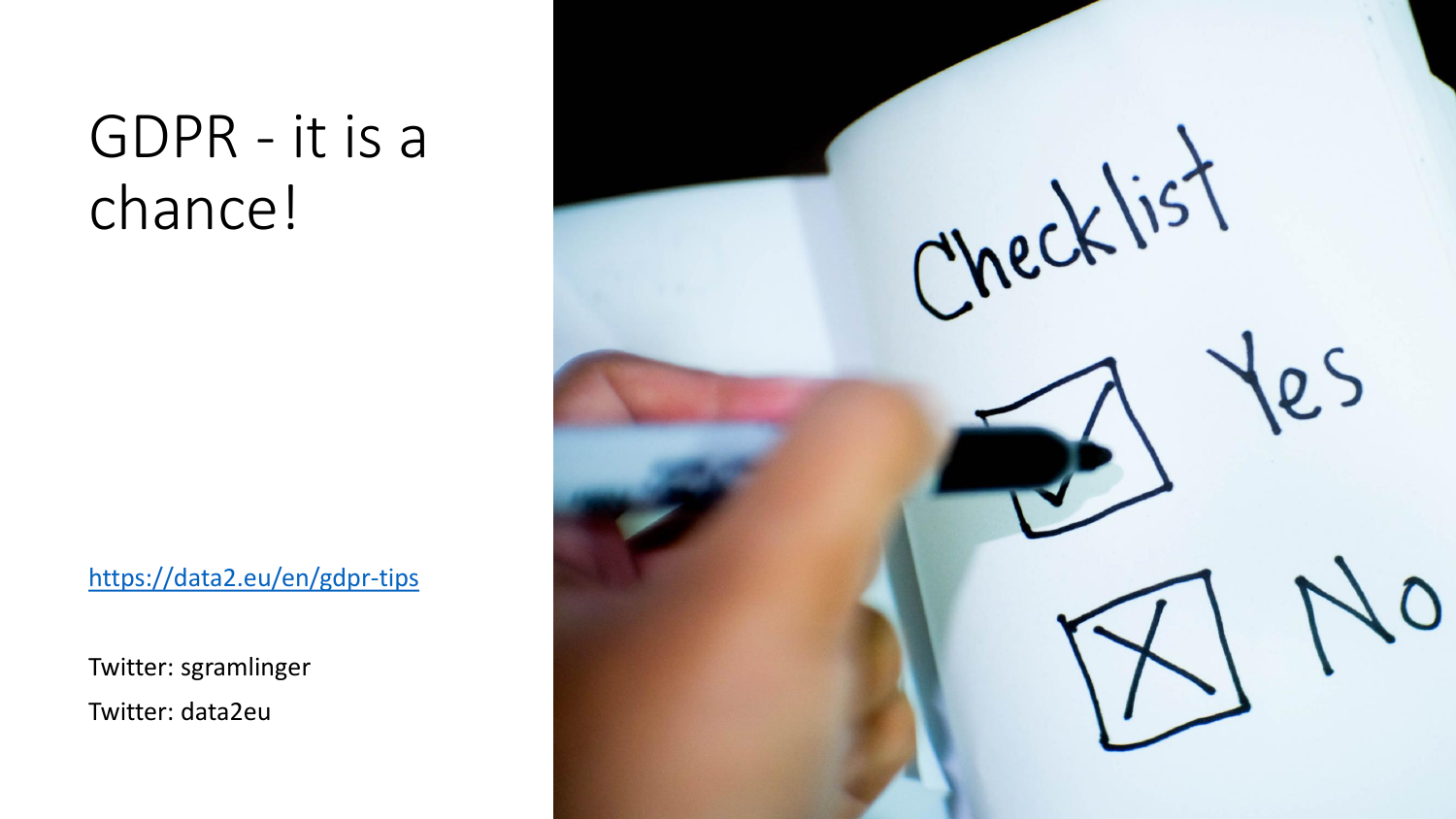# GDPR - it is a chance!

https://data2.eu/en/gdpr-tips

Twitter: sgramlinger

Twitter: data2eu